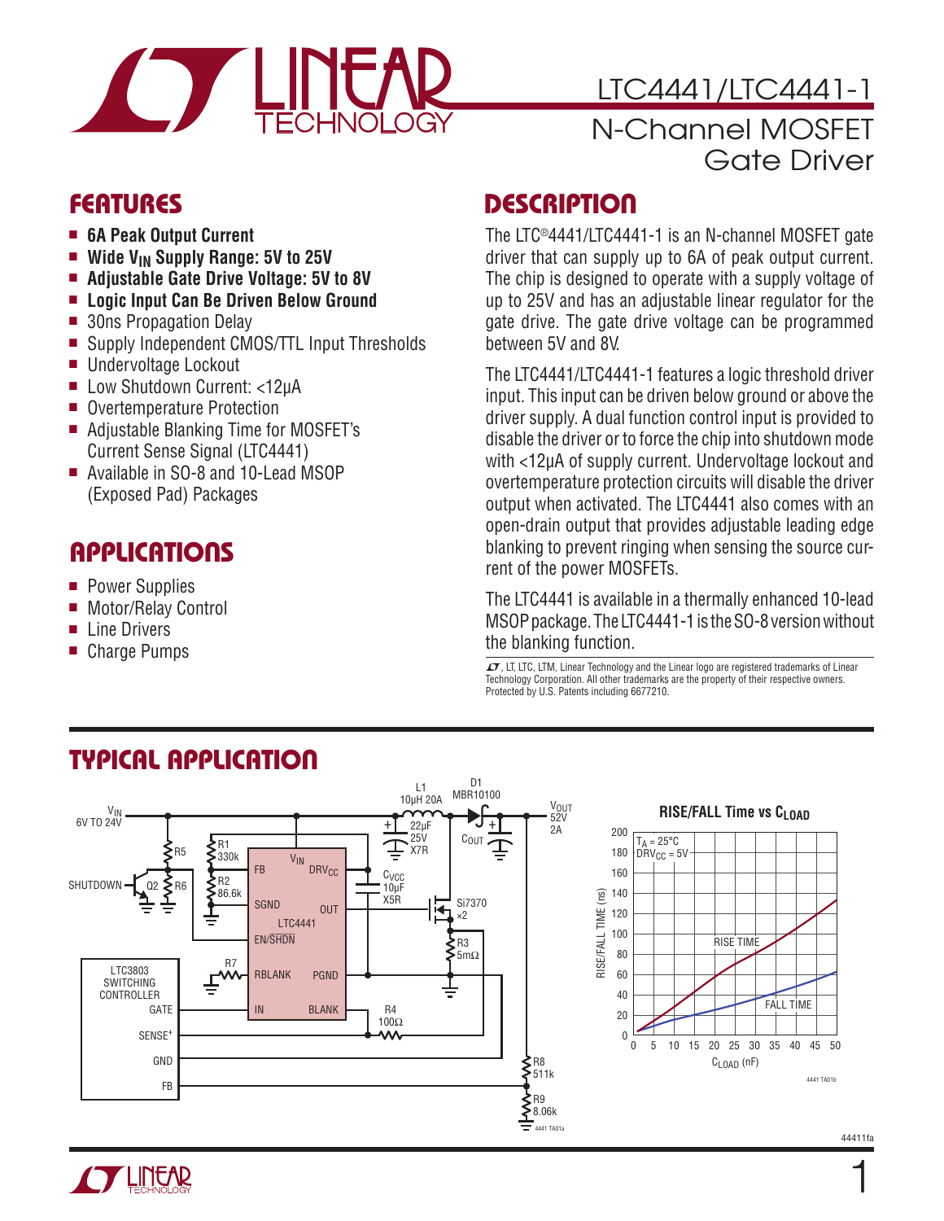# LTC4441/LTC4441-1

## N-Channel MOSFET Gate Driver

## FEATURES

- **6A Peak Output Current**
- **Wide $V_{IN}$ Supply Range: 5V to 25V**
- **Adjustable Gate Drive Voltage: 5V to 8V**
- **Logic Input Can Be Driven Below Ground**
- 30ns Propagation Delay
- Supply Independent CMOS/TTL Input Thresholds
- Undervoltage Lockout
- Low Shutdown Current: <12µA
- Overtemperature Protection
- Adjustable Blanking Time for MOSFET's Current Sense Signal (LTC4441)
- Available in SO-8 and 10-Lead MSOP (Exposed Pad) Packages

## APPLICATIONS

- Power Supplies
- Motor/Relay Control
- Line Drivers
- Charge Pumps

## DESCRIPTION

The LTC®4441/LTC4441-1 is an N-channel MOSFET gate driver that can supply up to 6A of peak output current. The chip is designed to operate with a supply voltage of up to 25V and has an adjustable linear regulator for the gate drive. The gate drive voltage can be programmed between 5V and 8V.

The LTC4441/LTC4441-1 features a logic threshold driver input. This input can be driven below ground or above the driver supply. A dual function control input is provided to disable the driver or to force the chip into shutdown mode with <12µA of supply current. Undervoltage lockout and overtemperature protection circuits will disable the driver output when activated. The LTC4441 also comes with an open-drain output that provides adjustable leading edge blanking to prevent ringing when sensing the source current of the power MOSFETs.

The LTC4441 is available in a thermally enhanced 10-lead MSOP package. The LTC4441-1 is the SO-8 version without the blanking function.

, LT, LTC, LTM, Linear Technology and the Linear logo are registered trademarks of Linear Technology Corporation. All other trademarks are the property of their respective owners. Protected by U.S. Patents including 6677210.

## TYPICAL APPLICATION

**RISE/FALL Time vs $C_{LOAD}$**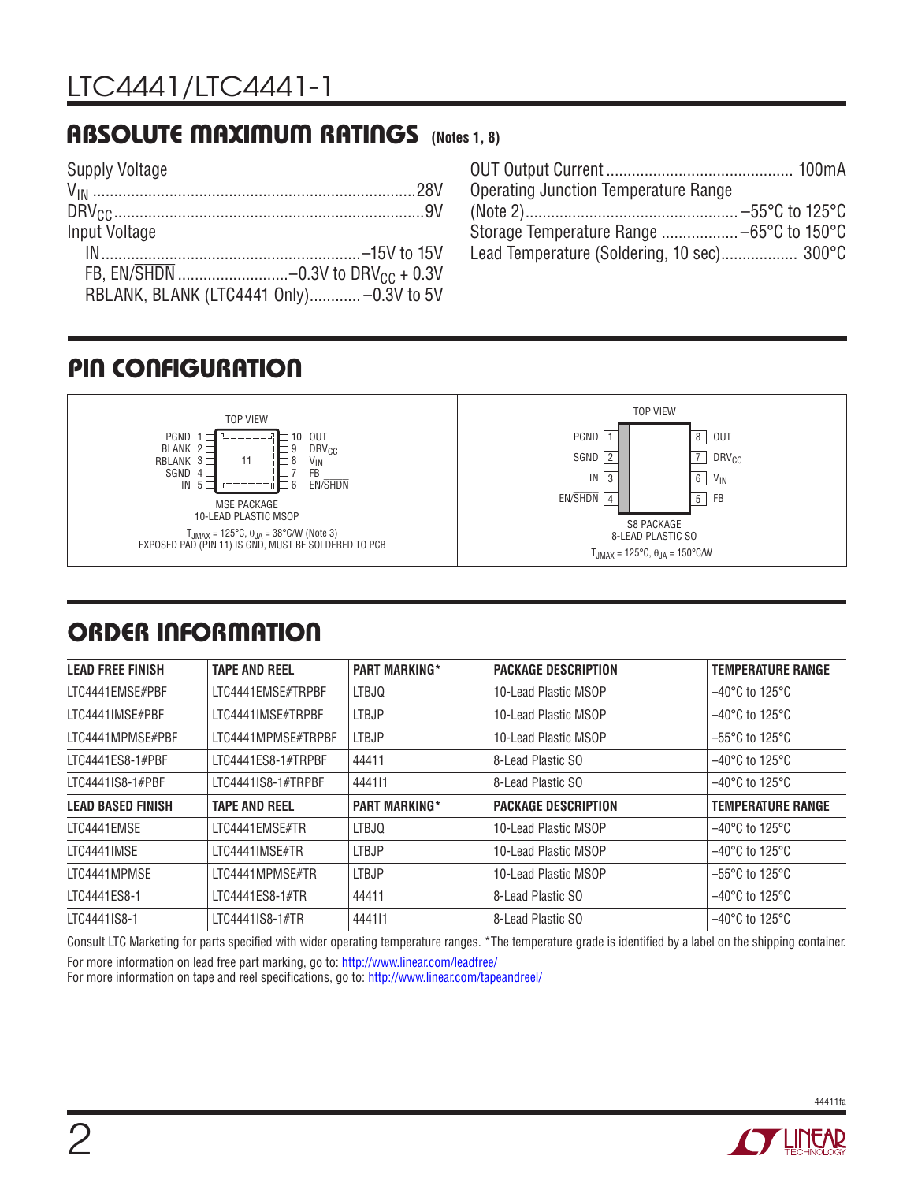## ABSOLUTE MAXIMUM RATINGS (Notes 1, 8)

Supply Voltage

$V_{IN}$ .......................................................................... 28V

$DRV_{CC}$ ....................................................................... 9V

Input Voltage

IN .......................................................... –15V to 15V

FB, EN/$\overline{SHDN}$ .......................... –0.3V to $DRV_{CC}$ + 0.3V

RBLANK, BLANK (LTC4441 Only) ............ –0.3V to 5V

OUT Output Current ........................................... 100mA

Operating Junction Temperature Range

(Note 2) ................................................ –55°C to 125°C

Storage Temperature Range .................. –65°C to 150°C

Lead Temperature (Soldering, 10 sec) .................. 300°C

## PIN CONFIGURATION

**MSE PACKAGE — 10-LEAD PLASTIC MSOP (TOP VIEW)**

| Pin | Name | Pin | Name |
|---|---|---|---|
| 1 | PGND | 10 | OUT |
| 2 | BLANK | 9 | $DRV_{CC}$ |
| 3 | RBLANK | 8 | $V_{IN}$ |
| 4 | SGND | 7 | FB |
| 5 | IN | 6 | EN/$\overline{SHDN}$ |
| 11 | Exposed Pad (GND) | | |

$T_{JMAX}$ = 125°C, $\theta_{JA}$ = 38°C/W (Note 3)
EXPOSED PAD (PIN 11) IS GND, MUST BE SOLDERED TO PCB

**S8 PACKAGE — 8-LEAD PLASTIC SO (TOP VIEW)**

| Pin | Name | Pin | Name |
|---|---|---|---|
| 1 | PGND | 8 | OUT |
| 2 | SGND | 7 | $DRV_{CC}$ |
| 3 | IN | 6 | $V_{IN}$ |
| 4 | EN/$\overline{SHDN}$ | 5 | FB |

$T_{JMAX}$ = 125°C, $\theta_{JA}$ = 150°C/W

## ORDER INFORMATION

| LEAD FREE FINISH | TAPE AND REEL | PART MARKING* | PACKAGE DESCRIPTION | TEMPERATURE RANGE |
|---|---|---|---|---|
| LTC4441EMSE#PBF | LTC4441EMSE#TRPBF | LTBJQ | 10-Lead Plastic MSOP | –40°C to 125°C |
| LTC4441IMSE#PBF | LTC4441IMSE#TRPBF | LTBJP | 10-Lead Plastic MSOP | –40°C to 125°C |
| LTC4441MPMSE#PBF | LTC4441MPMSE#TRPBF | LTBJP | 10-Lead Plastic MSOP | –55°C to 125°C |
| LTC4441ES8-1#PBF | LTC4441ES8-1#TRPBF | 44411 | 8-Lead Plastic SO | –40°C to 125°C |
| LTC4441IS8-1#PBF | LTC4441IS8-1#TRPBF | 4441I1 | 8-Lead Plastic SO | –40°C to 125°C |
| **LEAD BASED FINISH** | **TAPE AND REEL** | **PART MARKING*** | **PACKAGE DESCRIPTION** | **TEMPERATURE RANGE** |
| LTC4441EMSE | LTC4441EMSE#TR | LTBJQ | 10-Lead Plastic MSOP | –40°C to 125°C |
| LTC4441IMSE | LTC4441IMSE#TR | LTBJP | 10-Lead Plastic MSOP | –40°C to 125°C |
| LTC4441MPMSE | LTC4441MPMSE#TR | LTBJP | 10-Lead Plastic MSOP | –55°C to 125°C |
| LTC4441ES8-1 | LTC4441ES8-1#TR | 44411 | 8-Lead Plastic SO | –40°C to 125°C |
| LTC4441IS8-1 | LTC4441IS8-1#TR | 4441I1 | 8-Lead Plastic SO | –40°C to 125°C |

Consult LTC Marketing for parts specified with wider operating temperature ranges. *The temperature grade is identified by a label on the shipping container.

For more information on lead free part marking, go to: http://www.linear.com/leadfree/

For more information on tape and reel specifications, go to: http://www.linear.com/tapeandreel/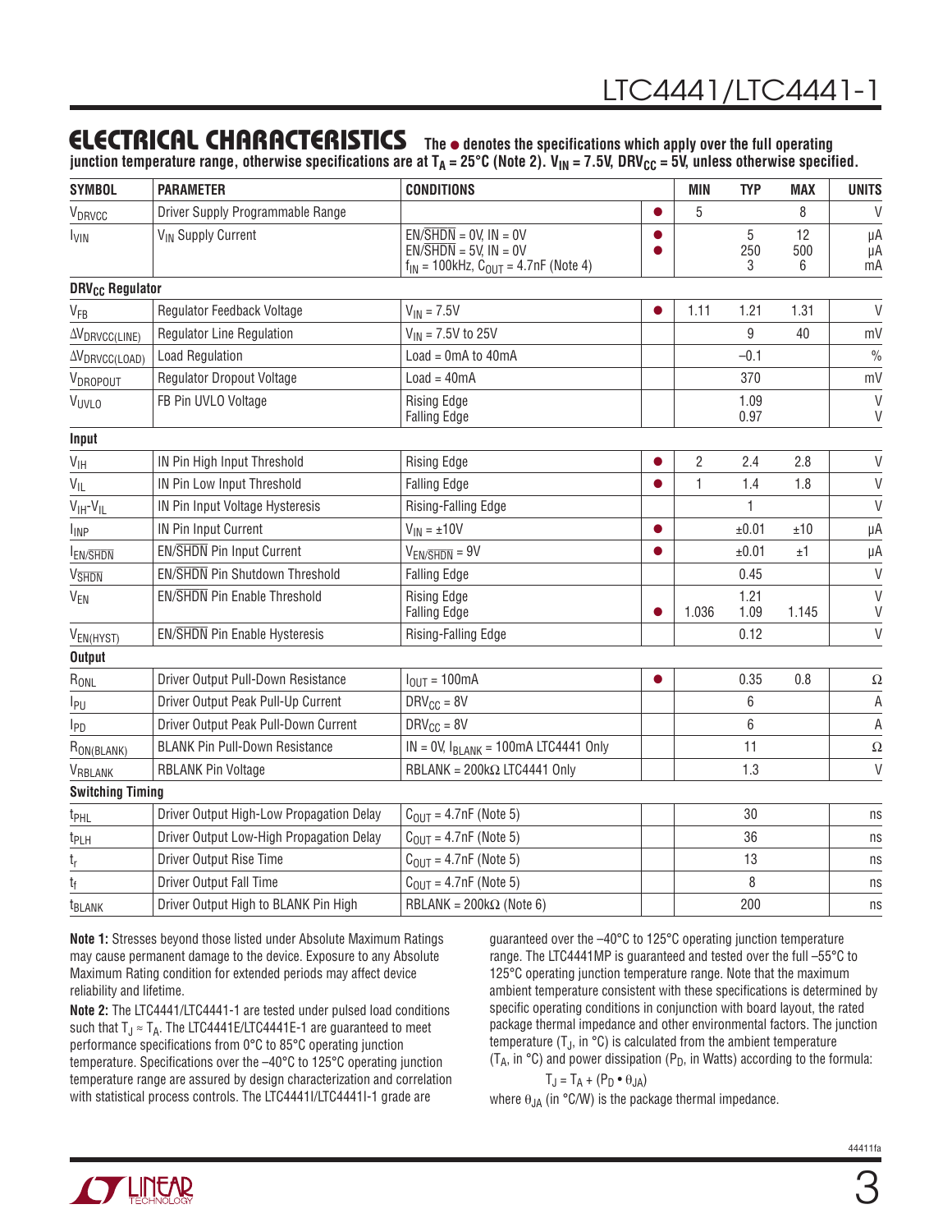## ELECTRICAL CHARACTERISTICS

**The ● denotes the specifications which apply over the full operating junction temperature range, otherwise specifications are at $T_A$ = 25°C (Note 2). $V_{IN}$ = 7.5V, $DRV_{CC}$ = 5V, unless otherwise specified.**

| SYMBOL | PARAMETER | CONDITIONS | | MIN | TYP | MAX | UNITS |
|---|---|---|---|---|---|---|---|
| $V_{DRVCC}$ | Driver Supply Programmable Range | | ● | 5 | | 8 | V |
| $I_{VIN}$ | $V_{IN}$ Supply Current | EN/$\overline{SHDN}$ = 0V, IN = 0V<br>EN/$\overline{SHDN}$ = 5V, IN = 0V<br>$f_{IN}$ = 100kHz, $C_{OUT}$ = 4.7nF (Note 4) | ●<br>● | | 5<br>250<br>3 | 12<br>500<br>6 | µA<br>µA<br>mA |
| **$DRV_{CC}$ Regulator** | | | | | | | |
| $V_{FB}$ | Regulator Feedback Voltage | $V_{IN}$ = 7.5V | ● | 1.11 | 1.21 | 1.31 | V |
| $\Delta V_{DRVCC(LINE)}$ | Regulator Line Regulation | $V_{IN}$ = 7.5V to 25V | | | 9 | 40 | mV |
| $\Delta V_{DRVCC(LOAD)}$ | Load Regulation | Load = 0mA to 40mA | | | –0.1 | | % |
| $V_{DROPOUT}$ | Regulator Dropout Voltage | Load = 40mA | | | 370 | | mV |
| $V_{UVLO}$ | FB Pin UVLO Voltage | Rising Edge<br>Falling Edge | | | 1.09<br>0.97 | | V<br>V |
| **Input** | | | | | | | |
| $V_{IH}$ | IN Pin High Input Threshold | Rising Edge | ● | 2 | 2.4 | 2.8 | V |
| $V_{IL}$ | IN Pin Low Input Threshold | Falling Edge | ● | 1 | 1.4 | 1.8 | V |
| $V_{IH}$-$V_{IL}$ | IN Pin Input Voltage Hysteresis | Rising-Falling Edge | | | 1 | | V |
| $I_{INP}$ | IN Pin Input Current | $V_{IN}$ = ±10V | ● | | ±0.01 | ±10 | µA |
| $I_{EN/\overline{SHDN}}$ | EN/$\overline{SHDN}$ Pin Input Current | $V_{EN/\overline{SHDN}}$ = 9V | ● | | ±0.01 | ±1 | µA |
| $V_{\overline{SHDN}}$ | EN/$\overline{SHDN}$ Pin Shutdown Threshold | Falling Edge | | | 0.45 | | V |
| $V_{EN}$ | EN/$\overline{SHDN}$ Pin Enable Threshold | Rising Edge<br>Falling Edge | <br>● | <br>1.036 | 1.21<br>1.09 | <br>1.145 | V<br>V |
| $V_{EN(HYST)}$ | EN/$\overline{SHDN}$ Pin Enable Hysteresis | Rising-Falling Edge | | | 0.12 | | V |
| **Output** | | | | | | | |
| $R_{ONL}$ | Driver Output Pull-Down Resistance | $I_{OUT}$ = 100mA | ● | | 0.35 | 0.8 | Ω |
| $I_{PU}$ | Driver Output Peak Pull-Up Current | $DRV_{CC}$ = 8V | | | 6 | | A |
| $I_{PD}$ | Driver Output Peak Pull-Down Current | $DRV_{CC}$ = 8V | | | 6 | | A |
| $R_{ON(BLANK)}$ | BLANK Pin Pull-Down Resistance | IN = 0V, $I_{BLANK}$ = 100mA LTC4441 Only | | | 11 | | Ω |
| $V_{RBLANK}$ | RBLANK Pin Voltage | RBLANK = 200kΩ LTC4441 Only | | | 1.3 | | V |
| **Switching Timing** | | | | | | | |
| $t_{PHL}$ | Driver Output High-Low Propagation Delay | $C_{OUT}$ = 4.7nF (Note 5) | | | 30 | | ns |
| $t_{PLH}$ | Driver Output Low-High Propagation Delay | $C_{OUT}$ = 4.7nF (Note 5) | | | 36 | | ns |
| $t_r$ | Driver Output Rise Time | $C_{OUT}$ = 4.7nF (Note 5) | | | 13 | | ns |
| $t_f$ | Driver Output Fall Time | $C_{OUT}$ = 4.7nF (Note 5) | | | 8 | | ns |
| $t_{BLANK}$ | Driver Output High to BLANK Pin High | RBLANK = 200kΩ (Note 6) | | | 200 | | ns |

**Note 1:** Stresses beyond those listed under Absolute Maximum Ratings may cause permanent damage to the device. Exposure to any Absolute Maximum Rating condition for extended periods may affect device reliability and lifetime.

**Note 2:** The LTC4441/LTC4441-1 are tested under pulsed load conditions such that $T_J \approx T_A$. The LTC4441E/LTC4441E-1 are guaranteed to meet performance specifications from 0°C to 85°C operating junction temperature. Specifications over the –40°C to 125°C operating junction temperature range are assured by design characterization and correlation with statistical process controls. The LTC4441I/LTC4441I-1 grade are guaranteed over the –40°C to 125°C operating junction temperature range. The LTC4441MP is guaranteed and tested over the full –55°C to 125°C operating junction temperature range. Note that the maximum ambient temperature consistent with these specifications is determined by specific operating conditions in conjunction with board layout, the rated package thermal impedance and other environmental factors. The junction temperature ($T_J$, in °C) is calculated from the ambient temperature ($T_A$, in °C) and power dissipation ($P_D$, in Watts) according to the formula:

$$T_J = T_A + (P_D \bullet \theta_{JA})$$

where $\theta_{JA}$ (in °C/W) is the package thermal impedance.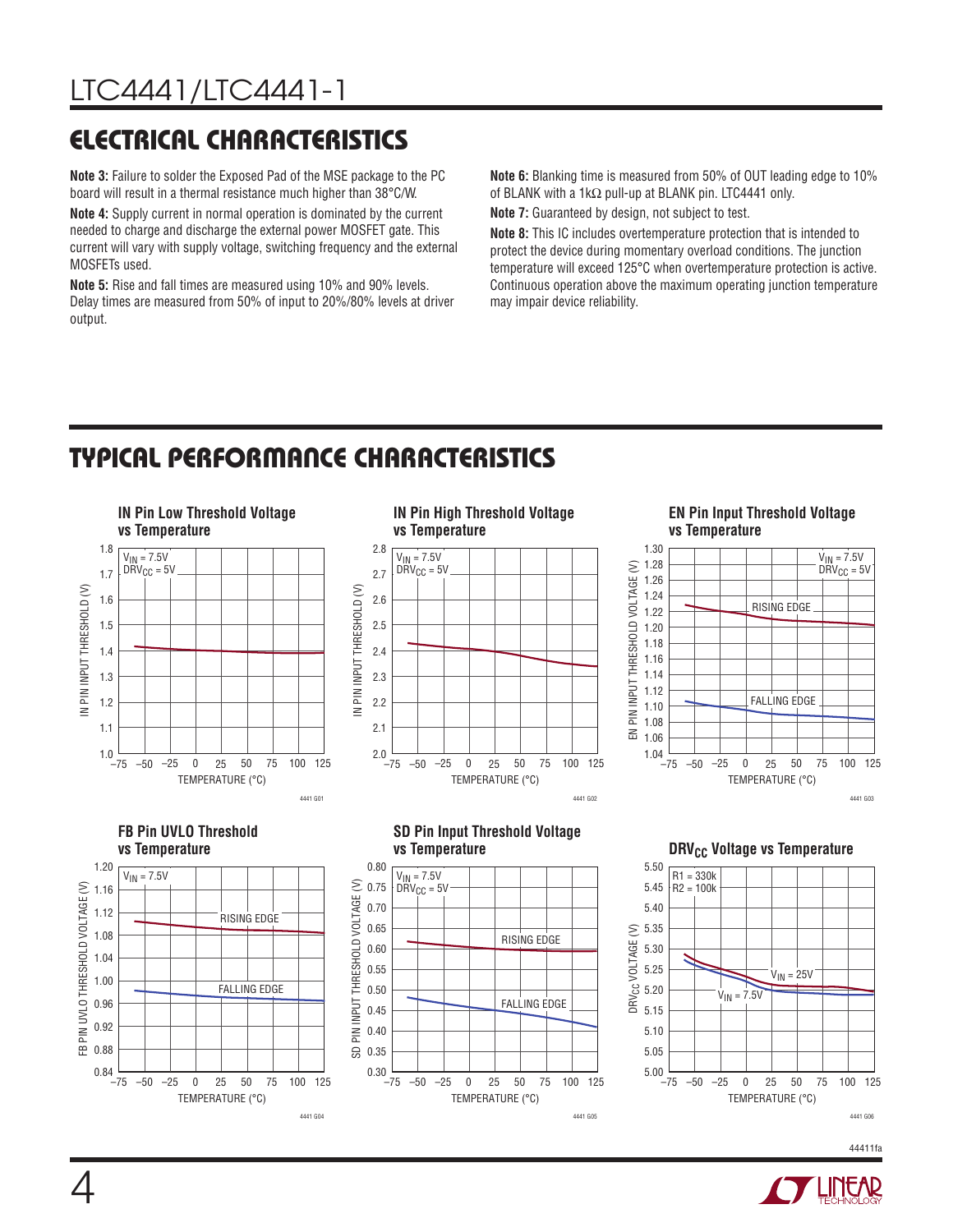## ELECTRICAL CHARACTERISTICS

**Note 3:** Failure to solder the Exposed Pad of the MSE package to the PC board will result in a thermal resistance much higher than 38°C/W.

**Note 4:** Supply current in normal operation is dominated by the current needed to charge and discharge the external power MOSFET gate. This current will vary with supply voltage, switching frequency and the external MOSFETs used.

**Note 5:** Rise and fall times are measured using 10% and 90% levels. Delay times are measured from 50% of input to 20%/80% levels at driver output.

**Note 6:** Blanking time is measured from 50% of OUT leading edge to 10% of BLANK with a 1kΩ pull-up at BLANK pin. LTC4441 only.

**Note 7:** Guaranteed by design, not subject to test.

**Note 8:** This IC includes overtemperature protection that is intended to protect the device during momentary overload conditions. The junction temperature will exceed 125°C when overtemperature protection is active. Continuous operation above the maximum operating junction temperature may impair device reliability.

## TYPICAL PERFORMANCE CHARACTERISTICS

**IN Pin Low Threshold Voltage vs Temperature**

**IN Pin High Threshold Voltage vs Temperature**

**EN Pin Input Threshold Voltage vs Temperature**

**FB Pin UVLO Threshold vs Temperature**

**SD Pin Input Threshold Voltage vs Temperature**

**$DRV_{CC}$ Voltage vs Temperature**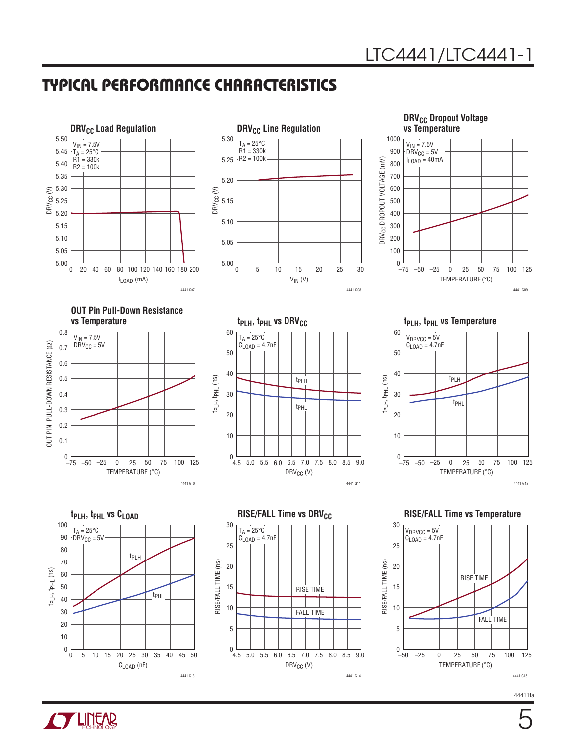## TYPICAL PERFORMANCE CHARACTERISTICS

**$DRV_{CC}$ Load Regulation**

$V_{IN}$ = 7.5V, $T_A$ = 25°C, R1 = 330k, R2 = 100k

$DRV_{CC}$ (V) vs $I_{LOAD}$ (mA)

4441 G07

**$DRV_{CC}$ Line Regulation**

$T_A$ = 25°C, R1 = 330k, R2 = 100k

$DRV_{CC}$ (V) vs $V_{IN}$ (V)

4441 G08

**$DRV_{CC}$ Dropout Voltage vs Temperature**

$V_{IN}$ = 7.5V, $DRV_{CC}$ = 5V, $I_{LOAD}$ = 40mA

$DRV_{CC}$ DROPOUT VOLTAGE (mV) vs TEMPERATURE (°C)

4441 G09

**OUT Pin Pull-Down Resistance vs Temperature**

$V_{IN}$ = 7.5V, $DRV_{CC}$ = 5V

OUT PIN PULL-DOWN RESISTANCE (Ω) vs TEMPERATURE (°C)

4441 G10

**$t_{PLH}$, $t_{PHL}$ vs $DRV_{CC}$**

$T_A$ = 25°C, $C_{LOAD}$ = 4.7nF

$t_{PLH}$, $t_{PHL}$ (ns) vs $DRV_{CC}$ (V)

4441 G11

**$t_{PLH}$, $t_{PHL}$ vs Temperature**

$V_{DRVCC}$ = 5V, $C_{LOAD}$ = 4.7nF

$t_{PLH}$, $t_{PHL}$ (ns) vs TEMPERATURE (°C)

4441 G12

**$t_{PLH}$, $t_{PHL}$ vs $C_{LOAD}$**

$T_A$ = 25°C, $DRV_{CC}$ = 5V

$t_{PLH}$, $t_{PHL}$ (ns) vs $C_{LOAD}$ (nF)

4441 G13

**RISE/FALL Time vs $DRV_{CC}$**

$T_A$ = 25°C, $C_{LOAD}$ = 4.7nF

RISE/FALL TIME (ns) vs $DRV_{CC}$ (V)

4441 G14

**RISE/FALL Time vs Temperature**

$V_{DRVCC}$ = 5V, $C_{LOAD}$ = 4.7nF

RISE/FALL TIME (ns) vs TEMPERATURE (°C)

4441 G15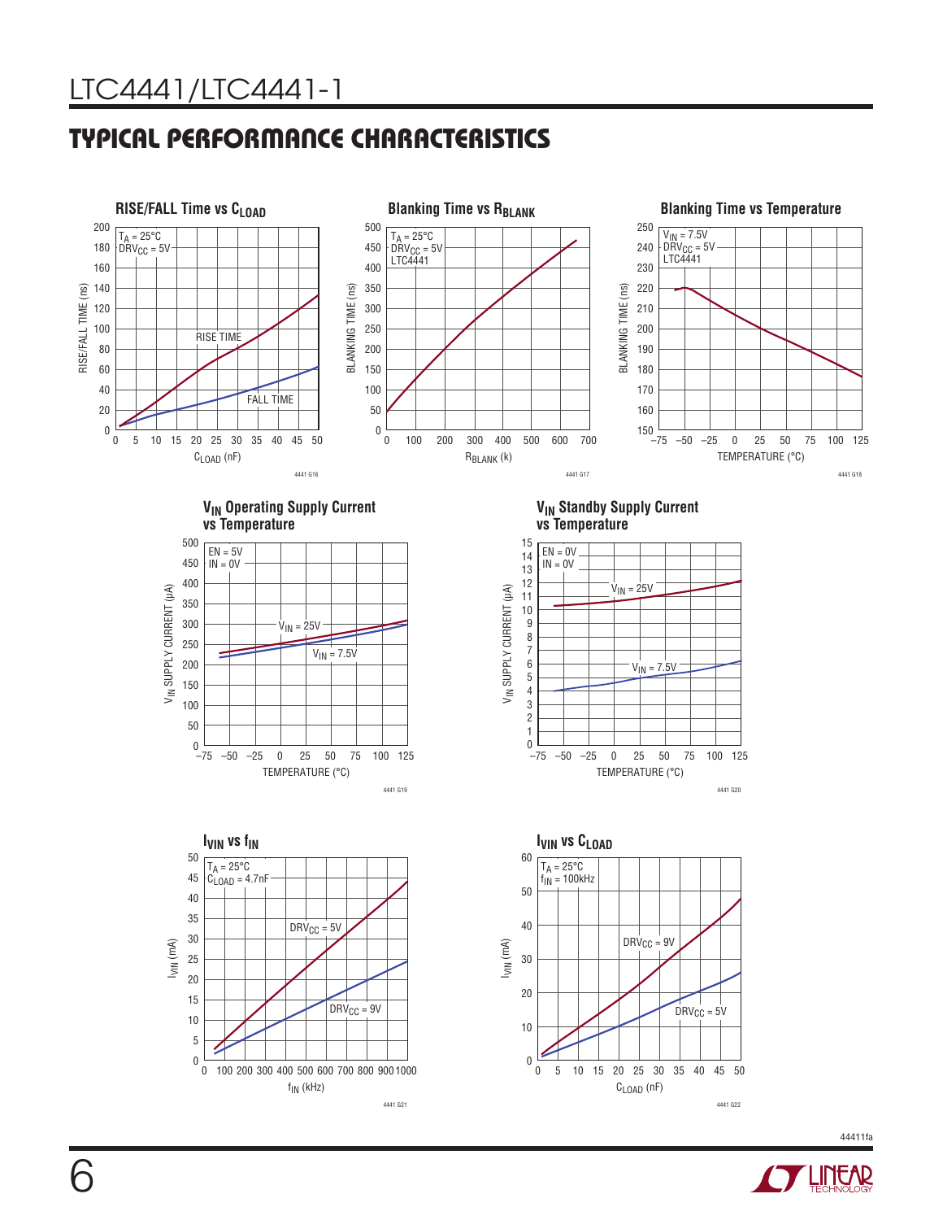## TYPICAL PERFORMANCE CHARACTERISTICS

**RISE/FALL Time vs $C_{LOAD}$**

$T_A = 25°C$
$DRV_{CC} = 5V$

RISE TIME
FALL TIME

RISE/FALL TIME (ns)
$C_{LOAD}$ (nF)

4441 G16

**Blanking Time vs $R_{BLANK}$**

$T_A = 25°C$
$DRV_{CC} = 5V$
LTC4441

BLANKING TIME (ns)
$R_{BLANK}$ (k)

4441 G17

**Blanking Time vs Temperature**

$V_{IN} = 7.5V$
$DRV_{CC} = 5V$
LTC4441

BLANKING TIME (ns)
TEMPERATURE (°C)

4441 G18

**$V_{IN}$ Operating Supply Current vs Temperature**

EN = 5V
IN = 0V

$V_{IN} = 25V$
$V_{IN} = 7.5V$

$V_{IN}$ SUPPLY CURRENT (µA)
TEMPERATURE (°C)

4441 G19

**$V_{IN}$ Standby Supply Current vs Temperature**

EN = 0V
IN = 0V

$V_{IN} = 25V$
$V_{IN} = 7.5V$

$V_{IN}$ SUPPLY CURRENT (µA)
TEMPERATURE (°C)

4441 G20

**$I_{VIN}$ vs $f_{IN}$**

$T_A = 25°C$
$C_{LOAD} = 4.7nF$

$DRV_{CC} = 5V$
$DRV_{CC} = 9V$

$I_{VIN}$ (mA)
$f_{IN}$ (kHz)

4441 G21

**$I_{VIN}$ vs $C_{LOAD}$**

$T_A = 25°C$
$f_{IN} = 100kHz$

$DRV_{CC} = 9V$
$DRV_{CC} = 5V$

$I_{VIN}$ (mA)
$C_{LOAD}$ (nF)

4441 G22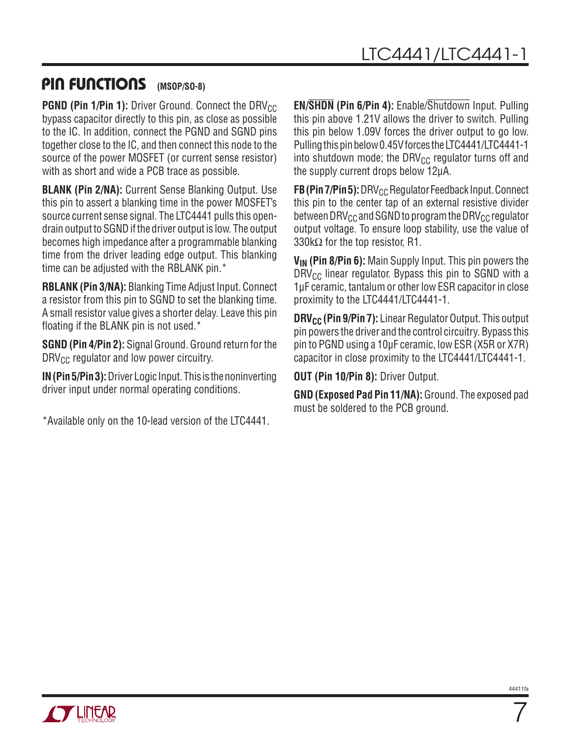## PIN FUNCTIONS (MSOP/SO-8)

**PGND (Pin 1/Pin 1):** Driver Ground. Connect the $DRV_{CC}$ bypass capacitor directly to this pin, as close as possible to the IC. In addition, connect the PGND and SGND pins together close to the IC, and then connect this node to the source of the power MOSFET (or current sense resistor) with as short and wide a PCB trace as possible.

**BLANK (Pin 2/NA):** Current Sense Blanking Output. Use this pin to assert a blanking time in the power MOSFET's source current sense signal. The LTC4441 pulls this open-drain output to SGND if the driver output is low. The output becomes high impedance after a programmable blanking time from the driver leading edge output. This blanking time can be adjusted with the RBLANK pin.*

**RBLANK (Pin 3/NA):** Blanking Time Adjust Input. Connect a resistor from this pin to SGND to set the blanking time. A small resistor value gives a shorter delay. Leave this pin floating if the BLANK pin is not used.*

**SGND (Pin 4/Pin 2):** Signal Ground. Ground return for the $DRV_{CC}$ regulator and low power circuitry.

**IN (Pin 5/Pin 3):** Driver Logic Input. This is the noninverting driver input under normal operating conditions.

*Available only on the 10-lead version of the LTC4441.

**EN/$\overline{\text{SHDN}}$ (Pin 6/Pin 4):** Enable/$\overline{\text{Shutdown}}$ Input. Pulling this pin above 1.21V allows the driver to switch. Pulling this pin below 1.09V forces the driver output to go low. Pulling this pin below 0.45V forces the LTC4441/LTC4441-1 into shutdown mode; the $DRV_{CC}$ regulator turns off and the supply current drops below 12µA.

**FB (Pin 7/Pin 5):** $DRV_{CC}$ Regulator Feedback Input. Connect this pin to the center tap of an external resistive divider between $DRV_{CC}$ and SGND to program the $DRV_{CC}$ regulator output voltage. To ensure loop stability, use the value of 330kΩ for the top resistor, R1.

**$V_{IN}$ (Pin 8/Pin 6):** Main Supply Input. This pin powers the $DRV_{CC}$ linear regulator. Bypass this pin to SGND with a 1µF ceramic, tantalum or other low ESR capacitor in close proximity to the LTC4441/LTC4441-1.

**$DRV_{CC}$ (Pin 9/Pin 7):** Linear Regulator Output. This output pin powers the driver and the control circuitry. Bypass this pin to PGND using a 10µF ceramic, low ESR (X5R or X7R) capacitor in close proximity to the LTC4441/LTC4441-1.

**OUT (Pin 10/Pin 8):** Driver Output.

**GND (Exposed Pad Pin 11/NA):** Ground. The exposed pad must be soldered to the PCB ground.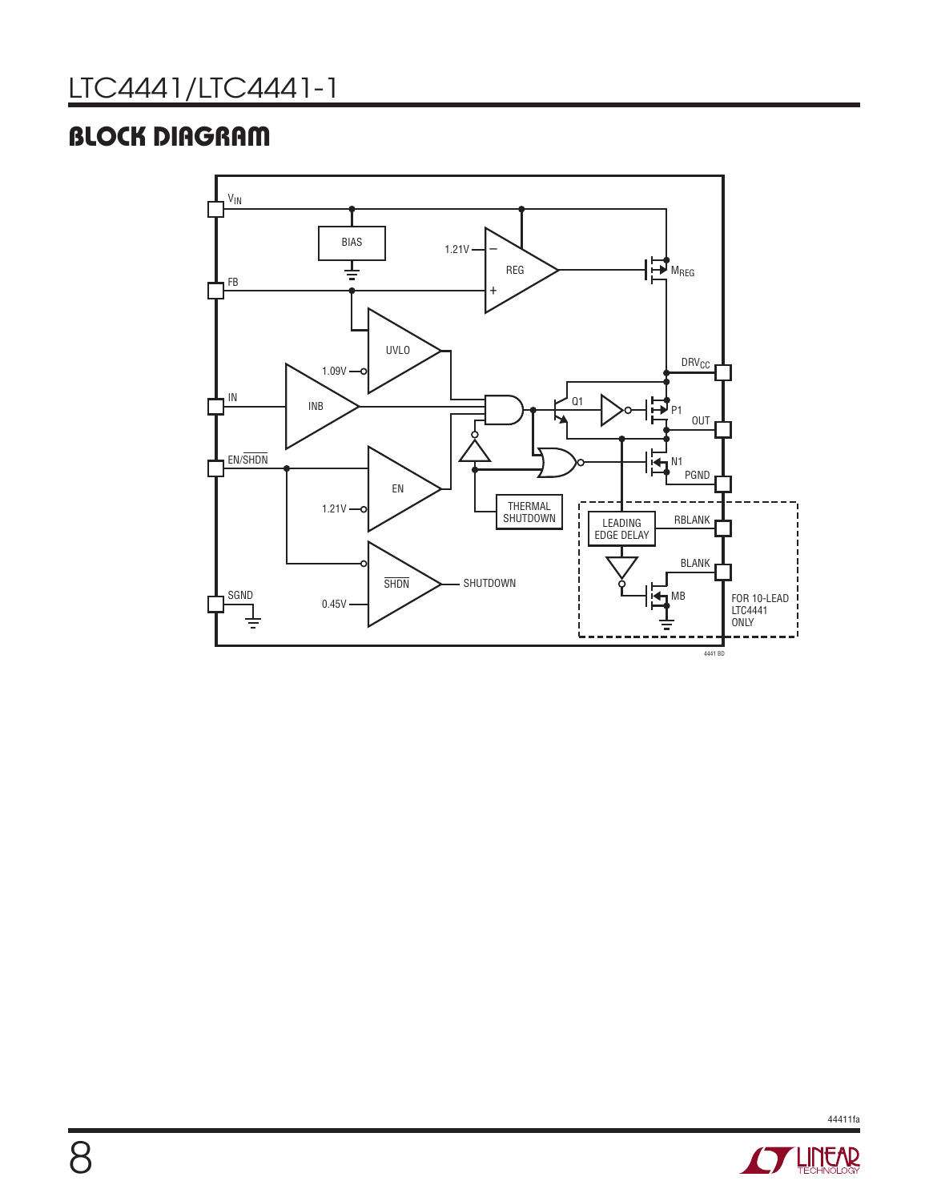## BLOCK DIAGRAM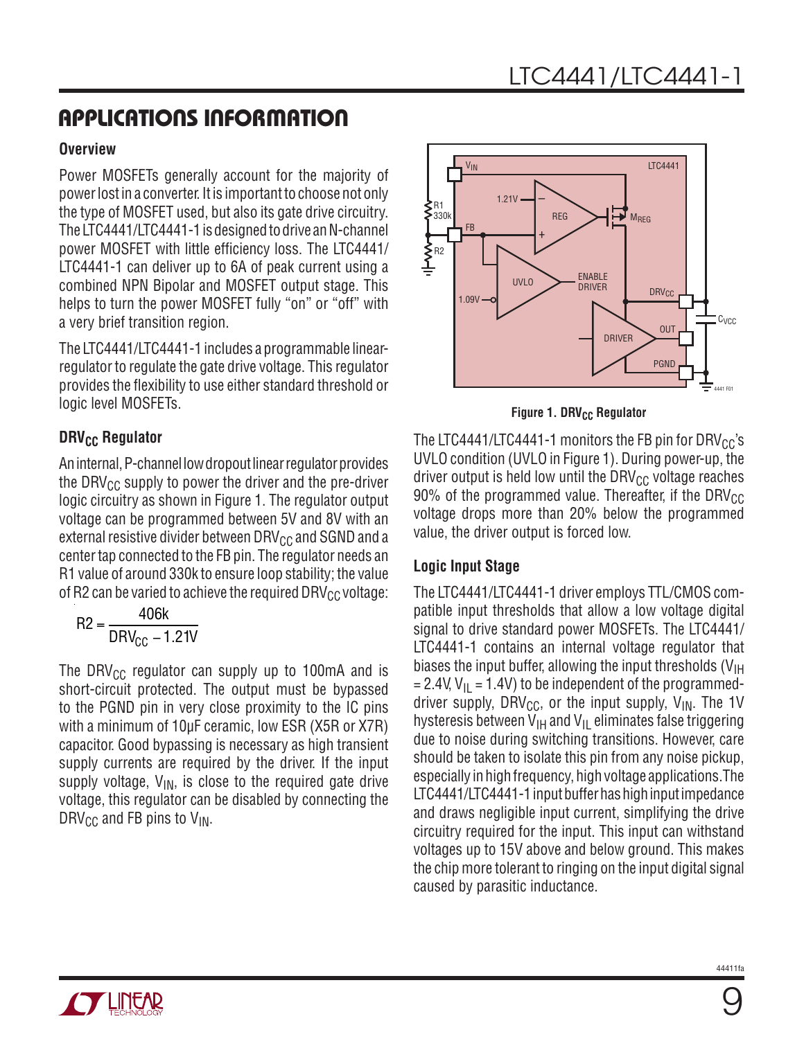## APPLICATIONS INFORMATION

### Overview

Power MOSFETs generally account for the majority of power lost in a converter. It is important to choose not only the type of MOSFET used, but also its gate drive circuitry. The LTC4441/LTC4441-1 is designed to drive an N-channel power MOSFET with little efficiency loss. The LTC4441/LTC4441-1 can deliver up to 6A of peak current using a combined NPN Bipolar and MOSFET output stage. This helps to turn the power MOSFET fully "on" or "off" with a very brief transition region.

The LTC4441/LTC4441-1 includes a programmable linear-regulator to regulate the gate drive voltage. This regulator provides the flexibility to use either standard threshold or logic level MOSFETs.

### $DRV_{CC}$ Regulator

An internal, P-channel low dropout linear regulator provides the $DRV_{CC}$ supply to power the driver and the pre-driver logic circuitry as shown in Figure 1. The regulator output voltage can be programmed between 5V and 8V with an external resistive divider between $DRV_{CC}$ and SGND and a center tap connected to the FB pin. The regulator needs an R1 value of around 330k to ensure loop stability; the value of R2 can be varied to achieve the required $DRV_{CC}$ voltage:

$$R2 = \frac{406k}{DRV_{CC} - 1.21V}$$

The $DRV_{CC}$ regulator can supply up to 100mA and is short-circuit protected. The output must be bypassed to the PGND pin in very close proximity to the IC pins with a minimum of 10µF ceramic, low ESR (X5R or X7R) capacitor. Good bypassing is necessary as high transient supply currents are required by the driver. If the input supply voltage, $V_{IN}$, is close to the required gate drive voltage, this regulator can be disabled by connecting the $DRV_{CC}$ and FB pins to $V_{IN}$.

Figure 1. $DRV_{CC}$ Regulator

The LTC4441/LTC4441-1 monitors the FB pin for $DRV_{CC}$'s UVLO condition (UVLO in Figure 1). During power-up, the driver output is held low until the $DRV_{CC}$ voltage reaches 90% of the programmed value. Thereafter, if the $DRV_{CC}$ voltage drops more than 20% below the programmed value, the driver output is forced low.

### Logic Input Stage

The LTC4441/LTC4441-1 driver employs TTL/CMOS compatible input thresholds that allow a low voltage digital signal to drive standard power MOSFETs. The LTC4441/LTC4441-1 contains an internal voltage regulator that biases the input buffer, allowing the input thresholds ($V_{IH}$ = 2.4V, $V_{IL}$ = 1.4V) to be independent of the programmed-driver supply, $DRV_{CC}$, or the input supply, $V_{IN}$. The 1V hysteresis between $V_{IH}$ and $V_{IL}$ eliminates false triggering due to noise during switching transitions. However, care should be taken to isolate this pin from any noise pickup, especially in high frequency, high voltage applications. The LTC4441/LTC4441-1 input buffer has high input impedance and draws negligible input current, simplifying the drive circuitry required for the input. This input can withstand voltages up to 15V above and below ground. This makes the chip more tolerant to ringing on the input digital signal caused by parasitic inductance.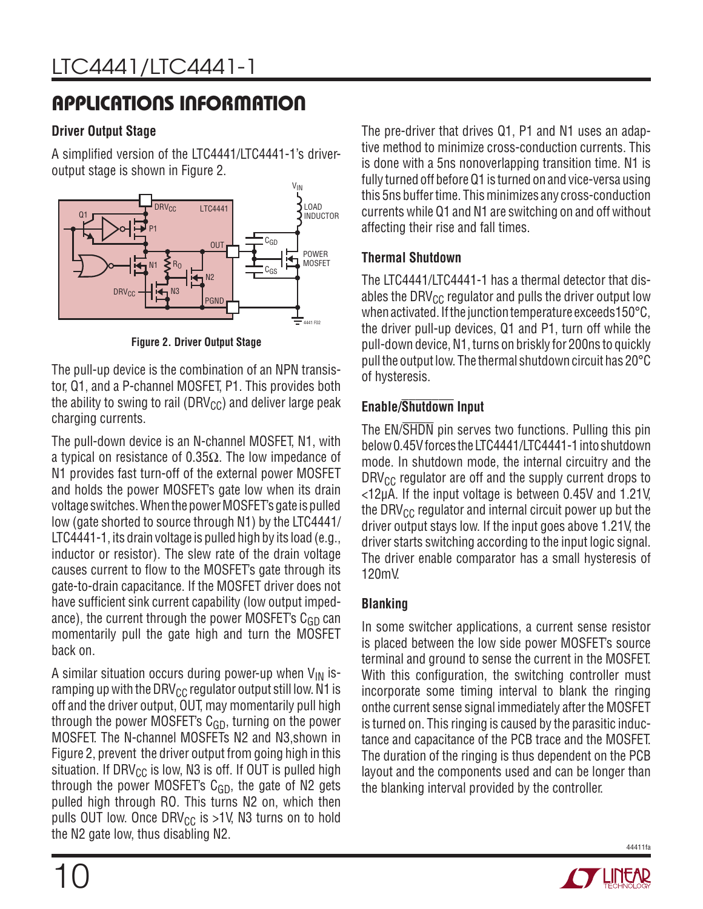## APPLICATIONS INFORMATION

### Driver Output Stage

A simplified version of the LTC4441/LTC4441-1's driver-output stage is shown in Figure 2.

Figure 2. Driver Output Stage

The pull-up device is the combination of an NPN transistor, Q1, and a P-channel MOSFET, P1. This provides both the ability to swing to rail ($DRV_{CC}$) and deliver large peak charging currents.

The pull-down device is an N-channel MOSFET, N1, with a typical on resistance of 0.35Ω. The low impedance of N1 provides fast turn-off of the external power MOSFET and holds the power MOSFET's gate low when its drain voltage switches. When the power MOSFET's gate is pulled low (gate shorted to source through N1) by the LTC4441/LTC4441-1, its drain voltage is pulled high by its load (e.g., inductor or resistor). The slew rate of the drain voltage causes current to flow to the MOSFET's gate through its gate-to-drain capacitance. If the MOSFET driver does not have sufficient sink current capability (low output impedance), the current through the power MOSFET's $C_{GD}$ can momentarily pull the gate high and turn the MOSFET back on.

A similar situation occurs during power-up when $V_{IN}$ is ramping up with the $DRV_{CC}$ regulator output still low. N1 is off and the driver output, OUT, may momentarily pull high through the power MOSFET's $C_{GD}$, turning on the power MOSFET. The N-channel MOSFETs N2 and N3, shown in Figure 2, prevent the driver output from going high in this situation. If $DRV_{CC}$ is low, N3 is off. If OUT is pulled high through the power MOSFET's $C_{GD}$, the gate of N2 gets pulled high through RO. This turns N2 on, which then pulls OUT low. Once $DRV_{CC}$ is >1V, N3 turns on to hold the N2 gate low, thus disabling N2.

The pre-driver that drives Q1, P1 and N1 uses an adaptive method to minimize cross-conduction currents. This is done with a 5ns nonoverlapping transition time. N1 is fully turned off before Q1 is turned on and vice-versa using this 5ns buffer time. This minimizes any cross-conduction currents while Q1 and N1 are switching on and off without affecting their rise and fall times.

### Thermal Shutdown

The LTC4441/LTC4441-1 has a thermal detector that disables the $DRV_{CC}$ regulator and pulls the driver output low when activated. If the junction temperature exceeds 150°C, the driver pull-up devices, Q1 and P1, turn off while the pull-down device, N1, turns on briskly for 200ns to quickly pull the output low. The thermal shutdown circuit has 20°C of hysteresis.

### Enable/Shutdown Input

The EN/$\overline{SHDN}$ pin serves two functions. Pulling this pin below 0.45V forces the LTC4441/LTC4441-1 into shutdown mode. In shutdown mode, the internal circuitry and the $DRV_{CC}$ regulator are off and the supply current drops to <12µA. If the input voltage is between 0.45V and 1.21V, the $DRV_{CC}$ regulator and internal circuit power up but the driver output stays low. If the input goes above 1.21V, the driver starts switching according to the input logic signal. The driver enable comparator has a small hysteresis of 120mV.

### Blanking

In some switcher applications, a current sense resistor is placed between the low side power MOSFET's source terminal and ground to sense the current in the MOSFET. With this configuration, the switching controller must incorporate some timing interval to blank the ringing onthe current sense signal immediately after the MOSFET is turned on. This ringing is caused by the parasitic inductance and capacitance of the PCB trace and the MOSFET. The duration of the ringing is thus dependent on the PCB layout and the components used and can be longer than the blanking interval provided by the controller.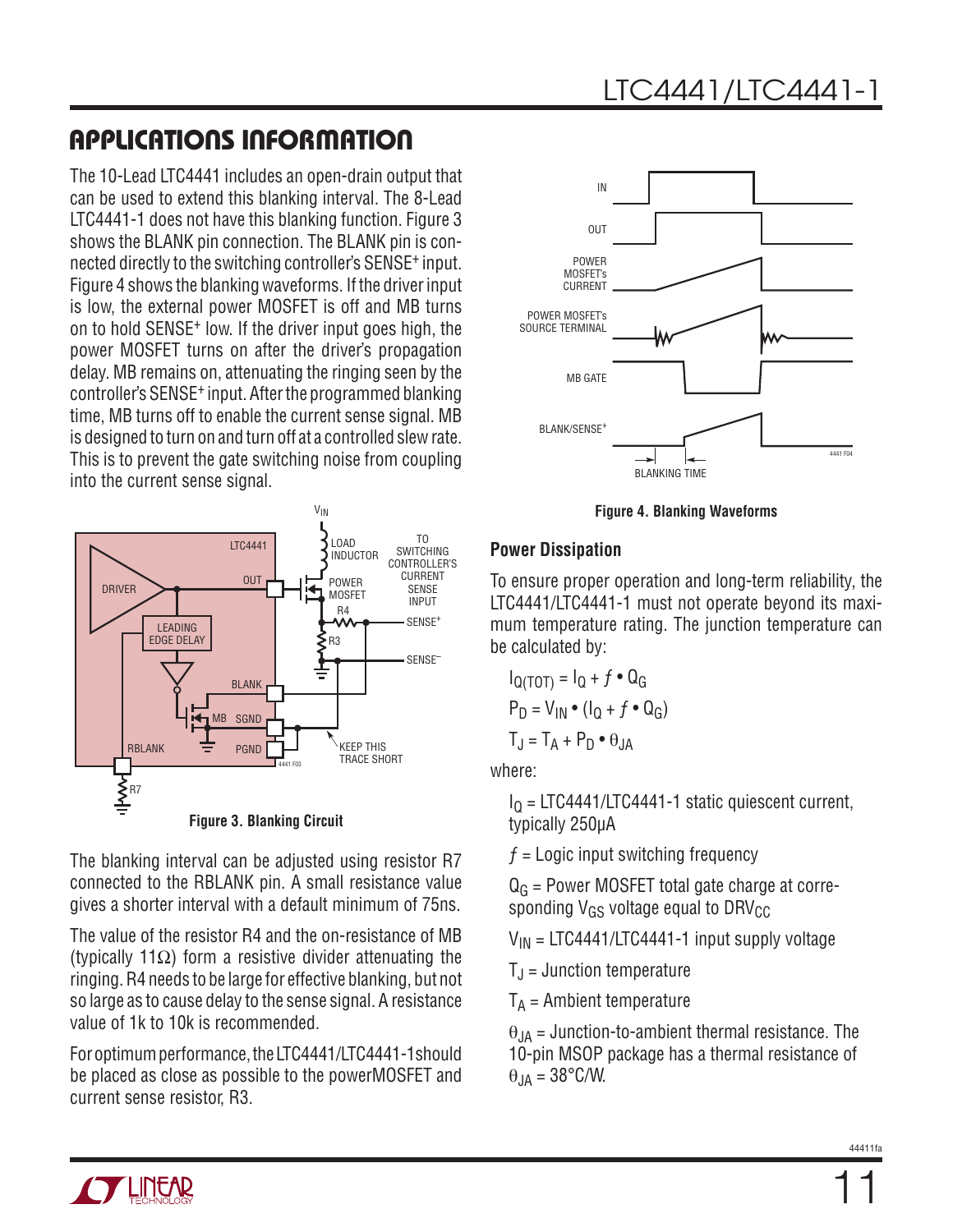## APPLICATIONS INFORMATION

The 10-Lead LTC4441 includes an open-drain output that can be used to extend this blanking interval. The 8-Lead LTC4441-1 does not have this blanking function. Figure 3 shows the BLANK pin connection. The BLANK pin is connected directly to the switching controller's SENSE+ input. Figure 4 shows the blanking waveforms. If the driver input is low, the external power MOSFET is off and MB turns on to hold SENSE+ low. If the driver input goes high, the power MOSFET turns on after the driver's propagation delay. MB remains on, attenuating the ringing seen by the controller's SENSE+ input. After the programmed blanking time, MB turns off to enable the current sense signal. MB is designed to turn on and turn off at a controlled slew rate. This is to prevent the gate switching noise from coupling into the current sense signal.

**Figure 3. Blanking Circuit**

The blanking interval can be adjusted using resistor R7 connected to the RBLANK pin. A small resistance value gives a shorter interval with a default minimum of 75ns.

The value of the resistor R4 and the on-resistance of MB (typically 11Ω) form a resistive divider attenuating the ringing. R4 needs to be large for effective blanking, but not so large as to cause delay to the sense signal. A resistance value of 1k to 10k is recommended.

For optimum performance, the LTC4441/LTC4441-1 should be placed as close as possible to the power MOSFET and current sense resistor, R3.

**Figure 4. Blanking Waveforms**

### Power Dissipation

To ensure proper operation and long-term reliability, the LTC4441/LTC4441-1 must not operate beyond its maximum temperature rating. The junction temperature can be calculated by:

$$I_{Q(TOT)} = I_Q + f \bullet Q_G$$

$$P_D = V_{IN} \bullet (I_Q + f \bullet Q_G)$$

$$T_J = T_A + P_D \bullet \theta_{JA}$$

where:

$I_Q$ = LTC4441/LTC4441-1 static quiescent current, typically 250µA

$f$ = Logic input switching frequency

$Q_G$ = Power MOSFET total gate charge at corresponding $V_{GS}$ voltage equal to $DRV_{CC}$

$V_{IN}$ = LTC4441/LTC4441-1 input supply voltage

$T_J$ = Junction temperature

$T_A$ = Ambient temperature

$\theta_{JA}$ = Junction-to-ambient thermal resistance. The 10-pin MSOP package has a thermal resistance of $\theta_{JA}$ = 38°C/W.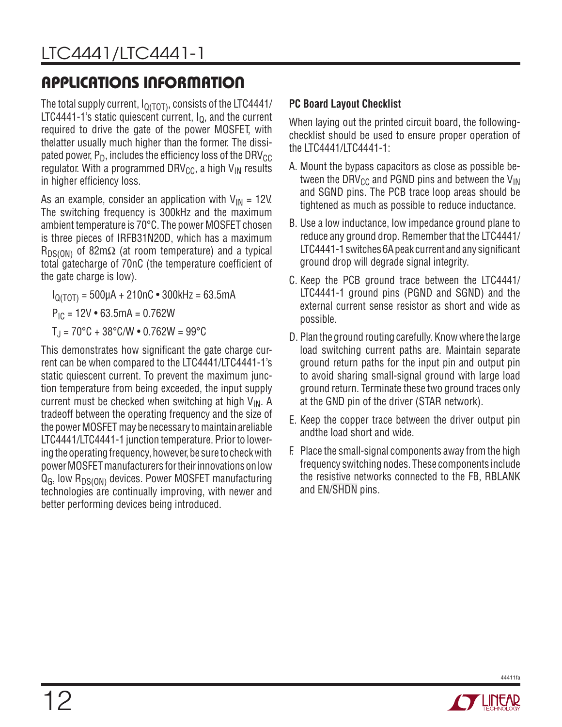## APPLICATIONS INFORMATION

The total supply current, $I_{Q(TOT)}$, consists of the LTC4441/LTC4441-1's static quiescent current, $I_Q$, and the current required to drive the gate of the power MOSFET, with thelatter usually much higher than the former. The dissipated power, $P_D$, includes the efficiency loss of the $DRV_{CC}$ regulator. With a programmed $DRV_{CC}$, a high $V_{IN}$ results in higher efficiency loss.

As an example, consider an application with $V_{IN}$ = 12V. The switching frequency is 300kHz and the maximum ambient temperature is 70°C. The power MOSFET chosen is three pieces of IRFB31N20D, which has a maximum $R_{DS(ON)}$ of 82mΩ (at room temperature) and a typical total gatecharge of 70nC (the temperature coefficient of the gate charge is low).

$$I_{Q(TOT)} = 500\mu A + 210nC \cdot 300kHz = 63.5mA$$

$$P_{IC} = 12V \cdot 63.5mA = 0.762W$$

$$T_J = 70°C + 38°C/W \cdot 0.762W = 99°C$$

This demonstrates how significant the gate charge current can be when compared to the LTC4441/LTC4441-1's static quiescent current. To prevent the maximum junction temperature from being exceeded, the input supply current must be checked when switching at high $V_{IN}$. A tradeoff between the operating frequency and the size of the power MOSFET may be necessary to maintain areliable LTC4441/LTC4441-1 junction temperature. Prior to lowering the operating frequency, however, be sure to check with power MOSFET manufacturers for their innovations on low $Q_G$, low $R_{DS(ON)}$ devices. Power MOSFET manufacturing technologies are continually improving, with newer and better performing devices being introduced.

### PC Board Layout Checklist

When laying out the printed circuit board, the following-checklist should be used to ensure proper operation of the LTC4441/LTC4441-1:

A. Mount the bypass capacitors as close as possible between the $DRV_{CC}$ and PGND pins and between the $V_{IN}$ and SGND pins. The PCB trace loop areas should be tightened as much as possible to reduce inductance.

B. Use a low inductance, low impedance ground plane to reduce any ground drop. Remember that the LTC4441/LTC4441-1 switches 6A peak current and any significant ground drop will degrade signal integrity.

C. Keep the PCB ground trace between the LTC4441/LTC4441-1 ground pins (PGND and SGND) and the external current sense resistor as short and wide as possible.

D. Plan the ground routing carefully. Know where the large load switching current paths are. Maintain separate ground return paths for the input pin and output pin to avoid sharing small-signal ground with large load ground return. Terminate these two ground traces only at the GND pin of the driver (STAR network).

E. Keep the copper trace between the driver output pin andthe load short and wide.

F. Place the small-signal components away from the high frequency switching nodes. These components include the resistive networks connected to the FB, RBLANK and EN/$\overline{SHDN}$ pins.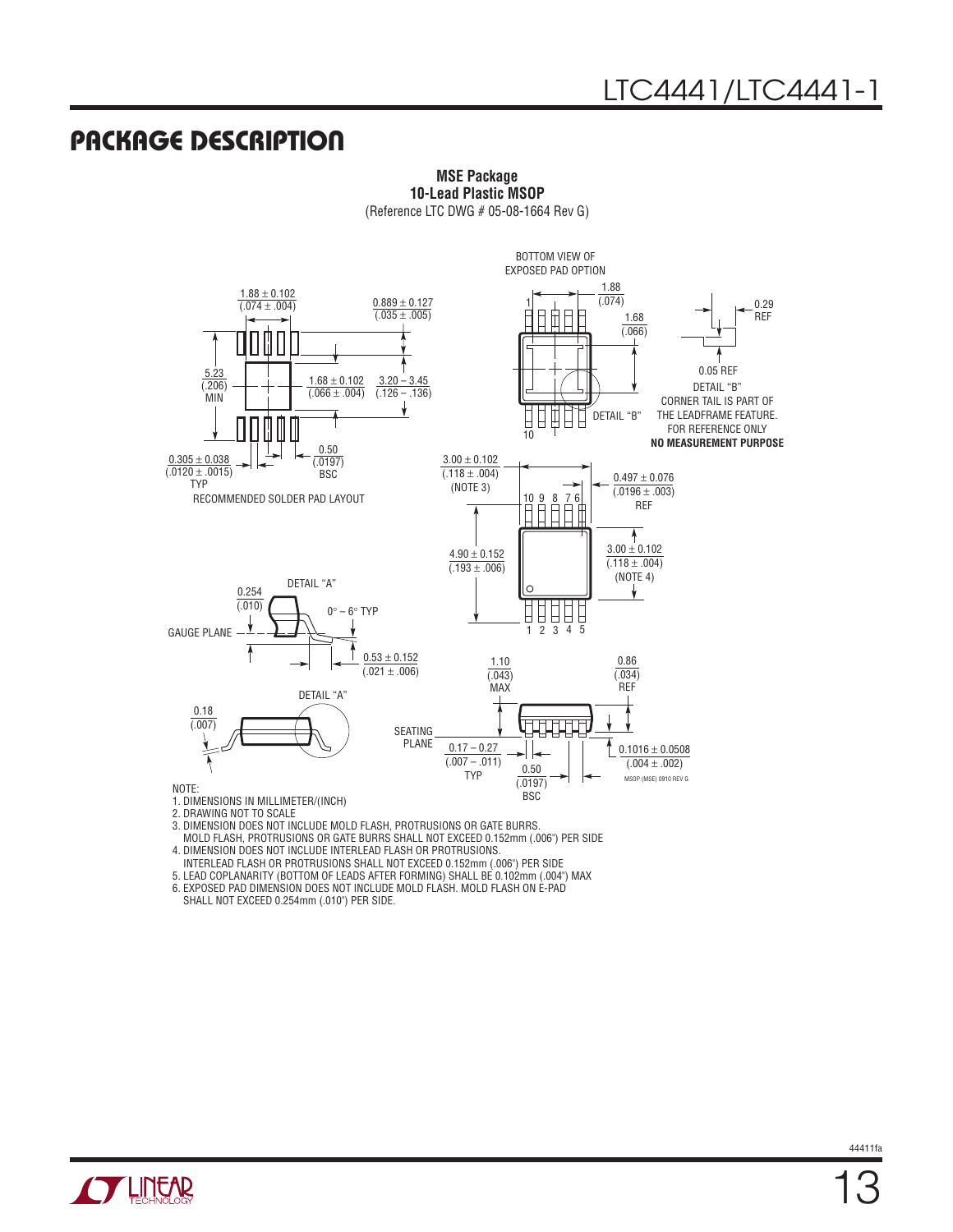## PACKAGE DESCRIPTION

**MSE Package**
**10-Lead Plastic MSOP**
(Reference LTC DWG # 05-08-1664 Rev G)

RECOMMENDED SOLDER PAD LAYOUT

1.88 ± 0.102 (.074 ± .004)
0.889 ± 0.127 (.035 ± .005)
5.23 (.206) MIN
1.68 ± 0.102 (.066 ± .004)
3.20 – 3.45 (.126 – .136)
0.305 ± 0.038 (.0120 ± .0015) TYP
0.50 (.0197) BSC

BOTTOM VIEW OF EXPOSED PAD OPTION

1.88 (.074)
1.68 (.066)
DETAIL "B"

0.29 REF
0.05 REF
DETAIL "B"
CORNER TAIL IS PART OF THE LEADFRAME FEATURE. FOR REFERENCE ONLY
**NO MEASUREMENT PURPOSE**

3.00 ± 0.102 (.118 ± .004) (NOTE 3)
0.497 ± 0.076 (.0196 ± .003) REF
4.90 ± 0.152 (.193 ± .006)
3.00 ± 0.102 (.118 ± .004) (NOTE 4)

DETAIL "A"
0.254 (.010)
0° – 6° TYP
GAUGE PLANE
0.53 ± 0.152 (.021 ± .006)

DETAIL "A"
0.18 (.007)
SEATING PLANE
1.10 (.043) MAX
0.86 (.034) REF
0.17 – 0.27 (.007 – .011) TYP
0.50 (.0197) BSC
0.1016 ± 0.0508 (.004 ± .002)

MSOP (MSE) 0910 REV G

NOTE:
1. DIMENSIONS IN MILLIMETER/(INCH)
2. DRAWING NOT TO SCALE
3. DIMENSION DOES NOT INCLUDE MOLD FLASH, PROTRUSIONS OR GATE BURRS. MOLD FLASH, PROTRUSIONS OR GATE BURRS SHALL NOT EXCEED 0.152mm (.006") PER SIDE
4. DIMENSION DOES NOT INCLUDE INTERLEAD FLASH OR PROTRUSIONS. INTERLEAD FLASH OR PROTRUSIONS SHALL NOT EXCEED 0.152mm (.006") PER SIDE
5. LEAD COPLANARITY (BOTTOM OF LEADS AFTER FORMING) SHALL BE 0.102mm (.004") MAX
6. EXPOSED PAD DIMENSION DOES NOT INCLUDE MOLD FLASH. MOLD FLASH ON E-PAD SHALL NOT EXCEED 0.254mm (.010") PER SIDE.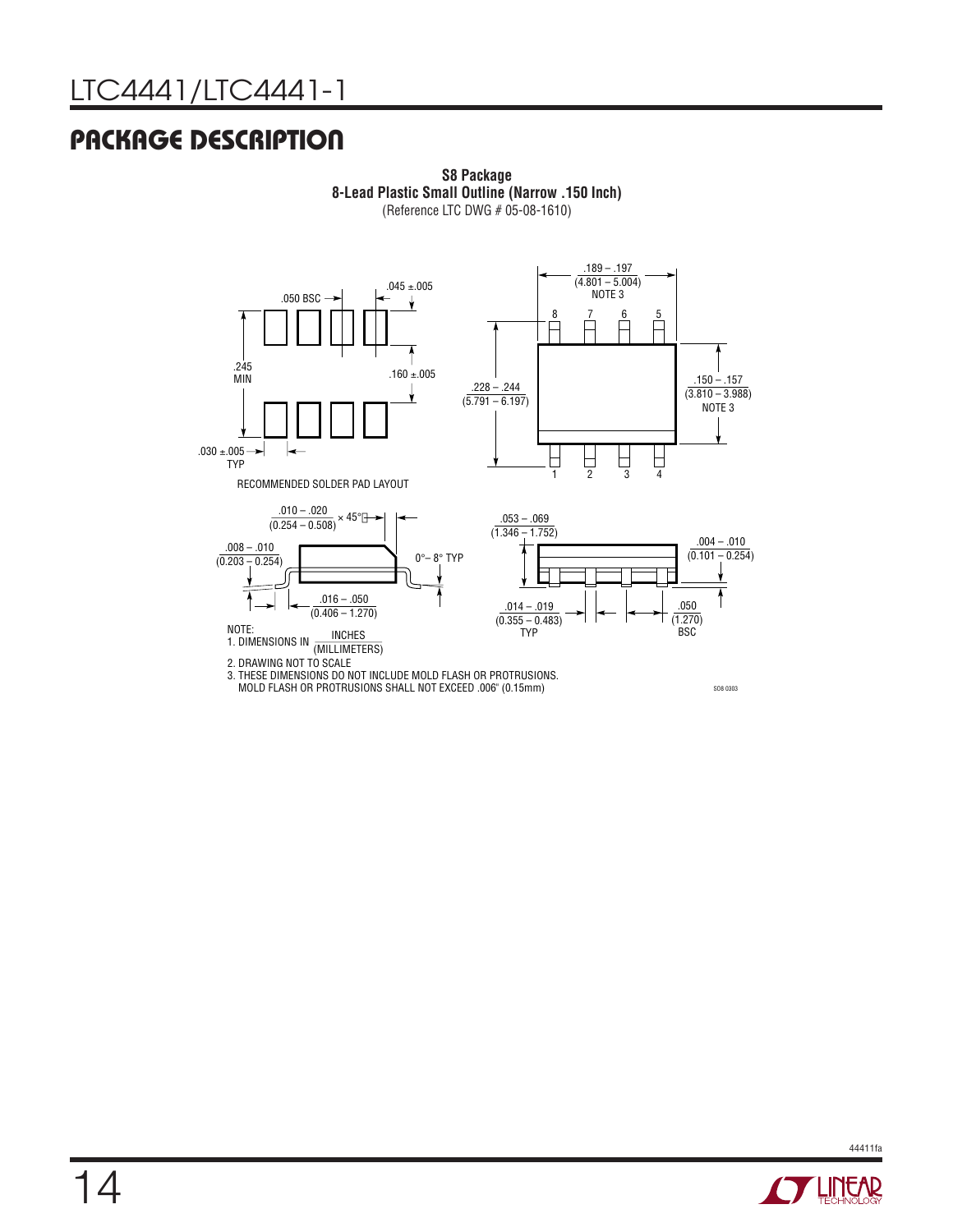## PACKAGE DESCRIPTION

**S8 Package**
**8-Lead Plastic Small Outline (Narrow .150 Inch)**
(Reference LTC DWG # 05-08-1610)

.050 BSC

.045 ±.005

.245 MIN

.160 ±.005

.030 ±.005 TYP

RECOMMENDED SOLDER PAD LAYOUT

.189 – .197 (4.801 – 5.004) NOTE 3

8 7 6 5

.228 – .244 (5.791 – 6.197)

.150 – .157 (3.810 – 3.988) NOTE 3

1 2 3 4

.010 – .020 (0.254 – 0.508) × 45°

.008 – .010 (0.203 – 0.254)

0°– 8° TYP

.016 – .050 (0.406 – 1.270)

.053 – .069 (1.346 – 1.752)

.004 – .010 (0.101 – 0.254)

.014 – .019 (0.355 – 0.483) TYP

.050 (1.270) BSC

NOTE:
1. DIMENSIONS IN INCHES (MILLIMETERS)
2. DRAWING NOT TO SCALE
3. THESE DIMENSIONS DO NOT INCLUDE MOLD FLASH OR PROTRUSIONS. MOLD FLASH OR PROTRUSIONS SHALL NOT EXCEED .006" (0.15mm)

SO8 0303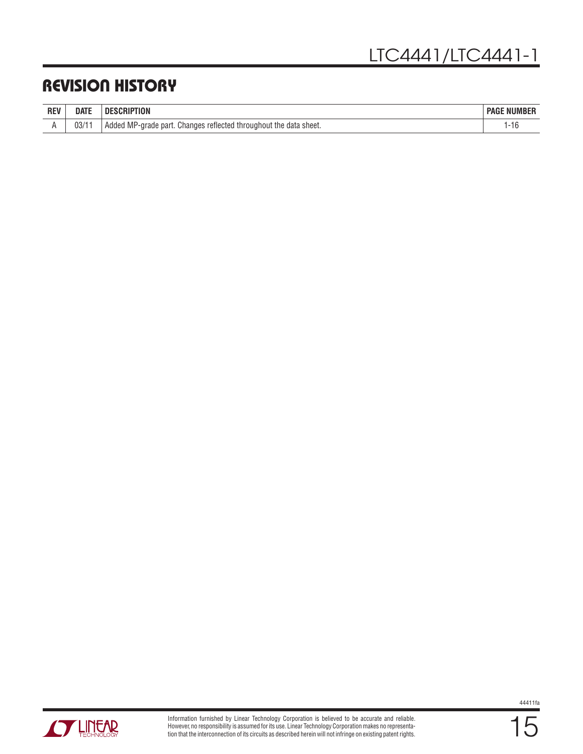# REVISION HISTORY

| REV | DATE | DESCRIPTION | PAGE NUMBER |
|---|---|---|---|
| A | 03/11 | Added MP-grade part. Changes reflected throughout the data sheet. | 1-16 |

Information furnished by Linear Technology Corporation is believed to be accurate and reliable. However, no responsibility is assumed for its use. Linear Technology Corporation makes no representation that the interconnection of its circuits as described herein will not infringe on existing patent rights.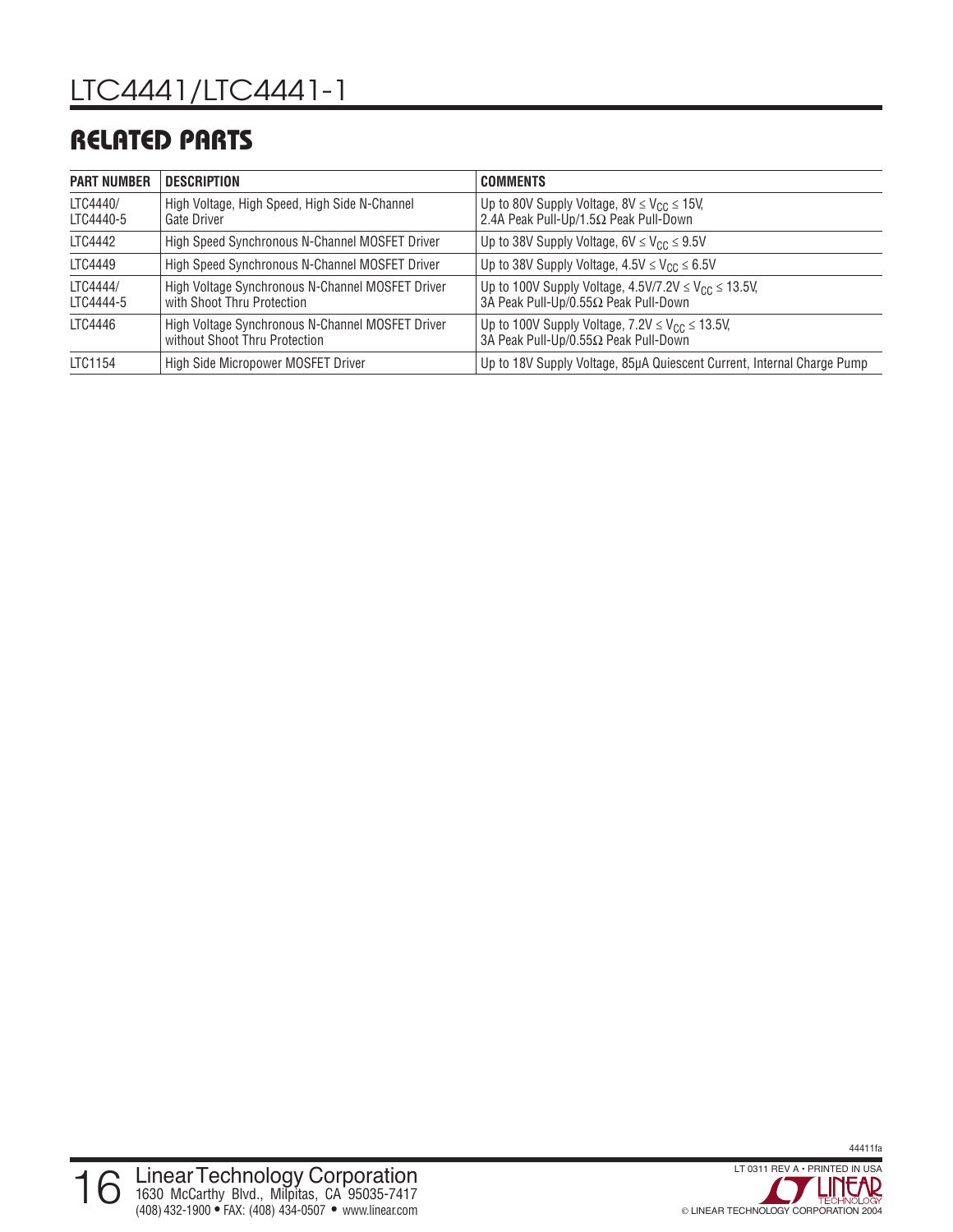## RELATED PARTS

| PART NUMBER | DESCRIPTION | COMMENTS |
|---|---|---|
| LTC4440/ LTC4440-5 | High Voltage, High Speed, High Side N-Channel Gate Driver | Up to 80V Supply Voltage, $8V \le V_{CC} \le 15V$, 2.4A Peak Pull-Up/1.5Ω Peak Pull-Down |
| LTC4442 | High Speed Synchronous N-Channel MOSFET Driver | Up to 38V Supply Voltage, $6V \le V_{CC} \le 9.5V$ |
| LTC4449 | High Speed Synchronous N-Channel MOSFET Driver | Up to 38V Supply Voltage, $4.5V \le V_{CC} \le 6.5V$ |
| LTC4444/ LTC4444-5 | High Voltage Synchronous N-Channel MOSFET Driver with Shoot Thru Protection | Up to 100V Supply Voltage, $4.5V/7.2V \le V_{CC} \le 13.5V$, 3A Peak Pull-Up/0.55Ω Peak Pull-Down |
| LTC4446 | High Voltage Synchronous N-Channel MOSFET Driver without Shoot Thru Protection | Up to 100V Supply Voltage, $7.2V \le V_{CC} \le 13.5V$, 3A Peak Pull-Up/0.55Ω Peak Pull-Down |
| LTC1154 | High Side Micropower MOSFET Driver | Up to 18V Supply Voltage, 85µA Quiescent Current, Internal Charge Pump |

44411fa

Linear Technology Corporation
1630 McCarthy Blvd., Milpitas, CA 95035-7417
(408) 432-1900 • FAX: (408) 434-0507 • www.linear.com

LT 0311 REV A • PRINTED IN USA

© LINEAR TECHNOLOGY CORPORATION 2004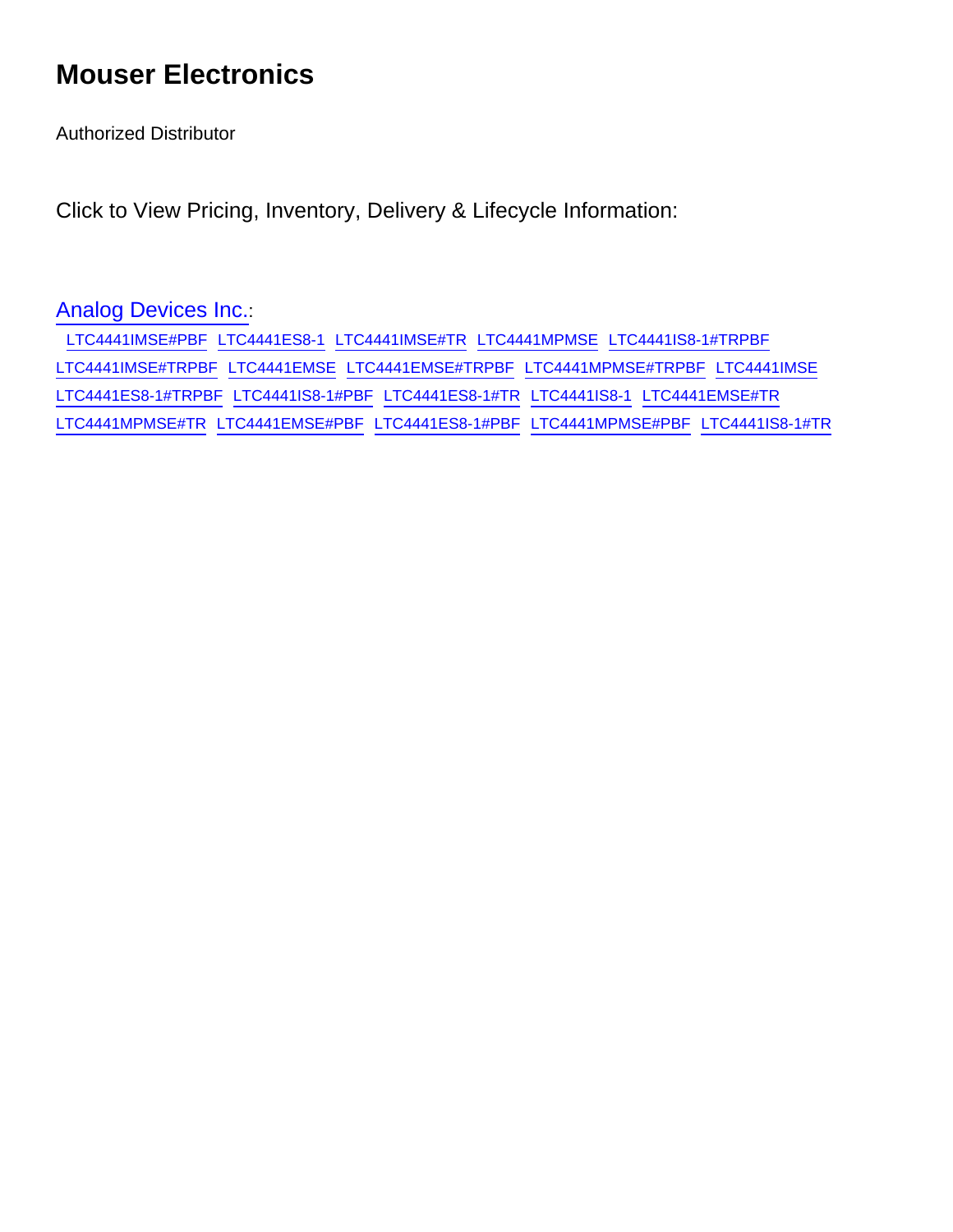# Mouser Electronics

Authorized Distributor

Click to View Pricing, Inventory, Delivery & Lifecycle Information:

Analog Devices Inc.:

LTC4441IMSE#PBF LTC4441ES8-1 LTC4441IMSE#TR LTC4441MPMSE LTC4441IS8-1#TRPBF
LTC4441IMSE#TRPBF LTC4441EMSE LTC4441EMSE#TRPBF LTC4441MPMSE#TRPBF LTC4441IMSE
LTC4441ES8-1#TRPBF LTC4441IS8-1#PBF LTC4441ES8-1#TR LTC4441IS8-1 LTC4441EMSE#TR
LTC4441MPMSE#TR LTC4441EMSE#PBF LTC4441ES8-1#PBF LTC4441MPMSE#PBF LTC4441IS8-1#TR